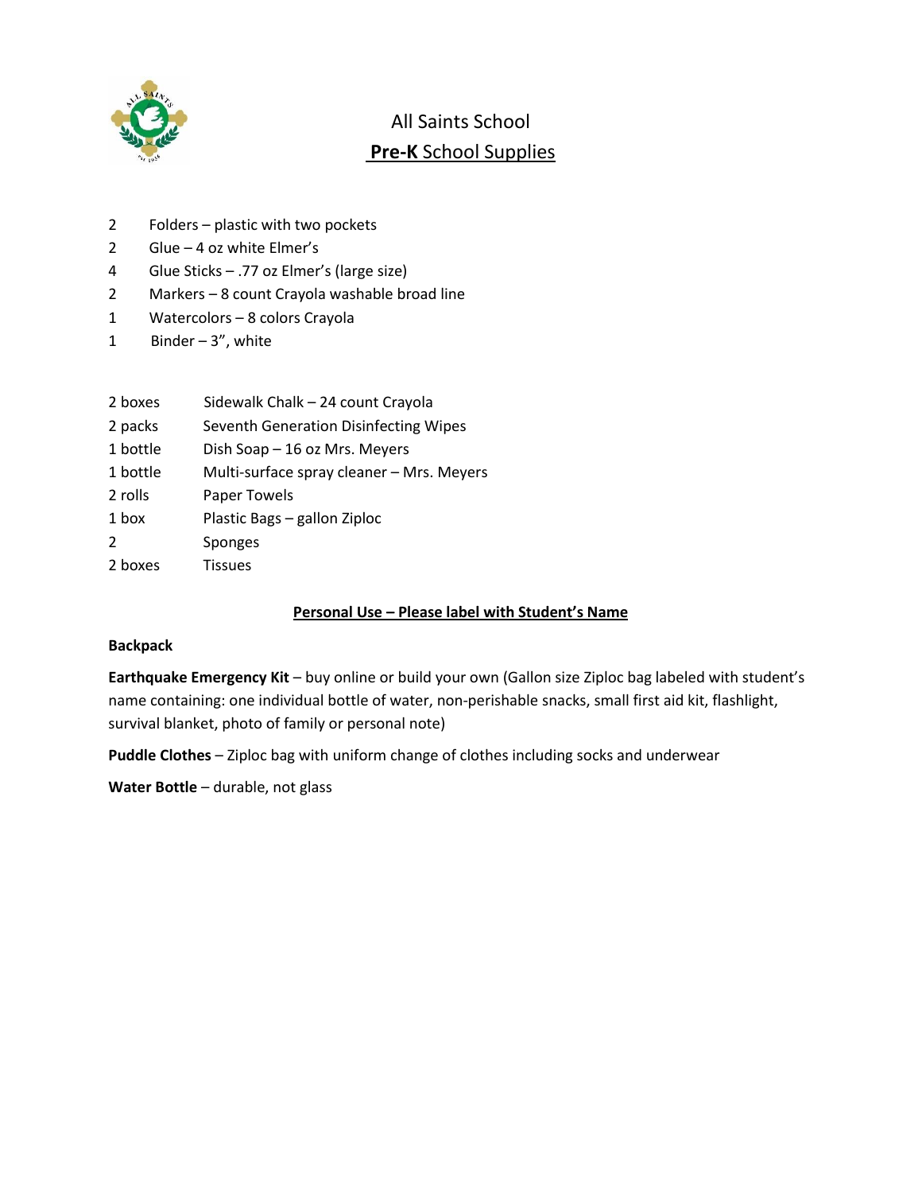# All Saints School

## **Pre-K** School Supplies

| | |
|---|---|
| 2 | Folders – plastic with two pockets |
| 2 | Glue – 4 oz white Elmer's |
| 4 | Glue Sticks – .77 oz Elmer's (large size) |
| 2 | Markers – 8 count Crayola washable broad line |
| 1 | Watercolors – 8 colors Crayola |
| 1 | Binder – 3", white |

| | |
|---|---|
| 2 boxes | Sidewalk Chalk – 24 count Crayola |
| 2 packs | Seventh Generation Disinfecting Wipes |
| 1 bottle | Dish Soap – 16 oz Mrs. Meyers |
| 1 bottle | Multi-surface spray cleaner – Mrs. Meyers |
| 2 rolls | Paper Towels |
| 1 box | Plastic Bags – gallon Ziploc |
| 2 | Sponges |
| 2 boxes | Tissues |

**Personal Use – Please label with Student's Name**

**Backpack**

**Earthquake Emergency Kit** – buy online or build your own (Gallon size Ziploc bag labeled with student's name containing: one individual bottle of water, non-perishable snacks, small first aid kit, flashlight, survival blanket, photo of family or personal note)

**Puddle Clothes** – Ziploc bag with uniform change of clothes including socks and underwear

**Water Bottle** – durable, not glass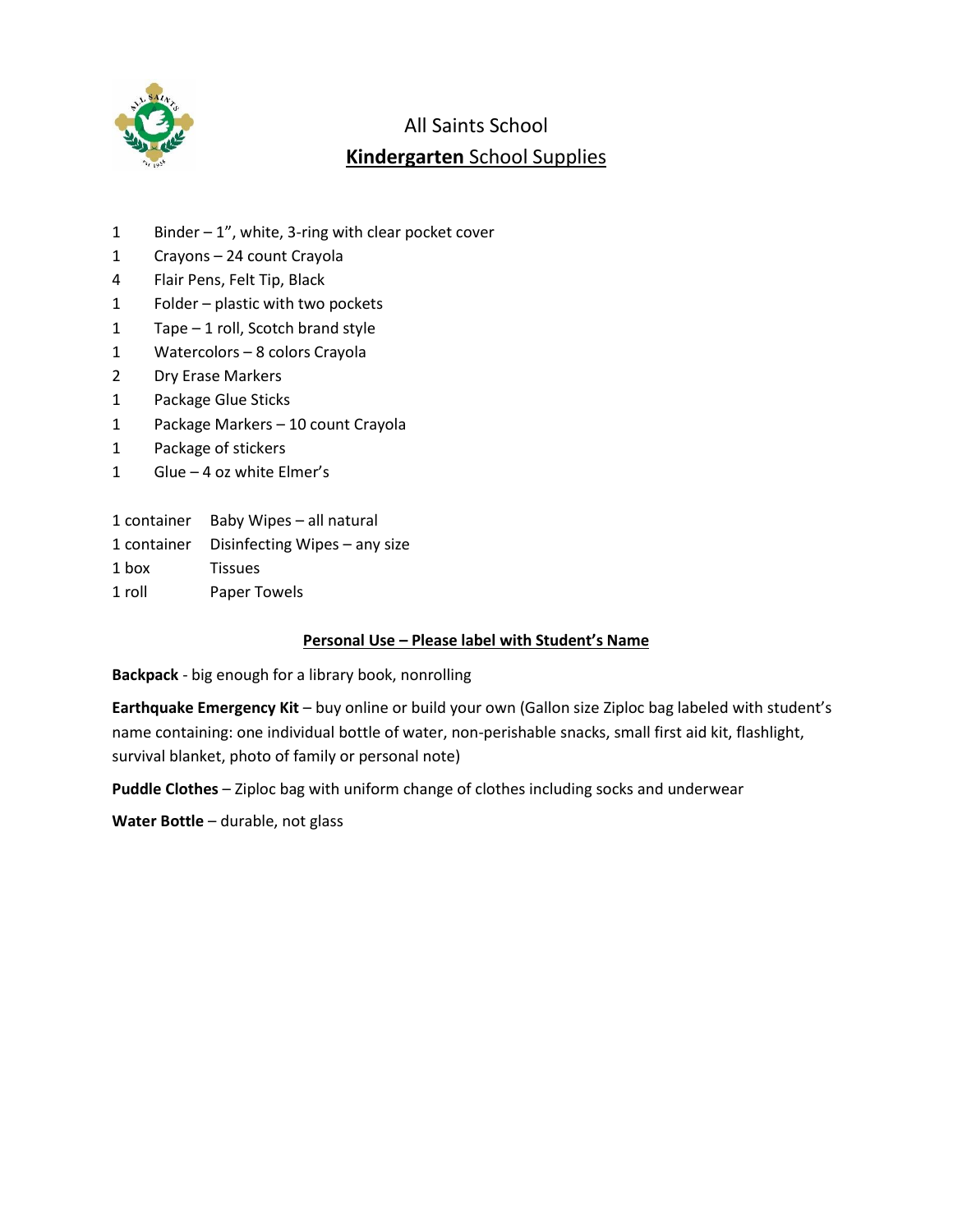# All Saints School

## **Kindergarten** School Supplies

| | |
|---|---|
| 1 | Binder – 1", white, 3-ring with clear pocket cover |
| 1 | Crayons – 24 count Crayola |
| 4 | Flair Pens, Felt Tip, Black |
| 1 | Folder – plastic with two pockets |
| 1 | Tape – 1 roll, Scotch brand style |
| 1 | Watercolors – 8 colors Crayola |
| 2 | Dry Erase Markers |
| 1 | Package Glue Sticks |
| 1 | Package Markers – 10 count Crayola |
| 1 | Package of stickers |
| 1 | Glue – 4 oz white Elmer's |

| | |
|---|---|
| 1 container | Baby Wipes – all natural |
| 1 container | Disinfecting Wipes – any size |
| 1 box | Tissues |
| 1 roll | Paper Towels |

**Personal Use – Please label with Student's Name**

**Backpack** - big enough for a library book, nonrolling

**Earthquake Emergency Kit** – buy online or build your own (Gallon size Ziploc bag labeled with student's name containing: one individual bottle of water, non-perishable snacks, small first aid kit, flashlight, survival blanket, photo of family or personal note)

**Puddle Clothes** – Ziploc bag with uniform change of clothes including socks and underwear

**Water Bottle** – durable, not glass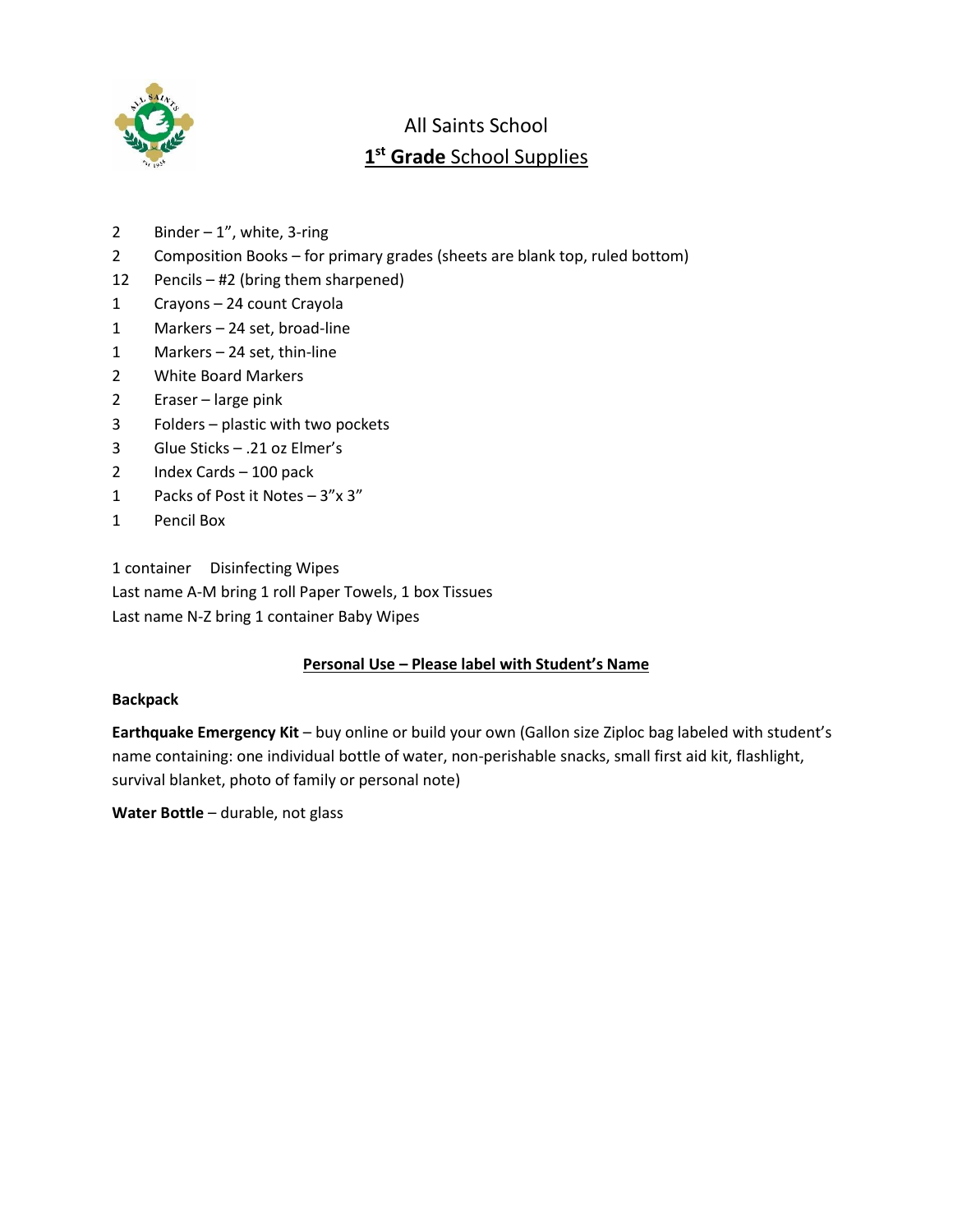# All Saints School

## 1st Grade School Supplies

| Qty | Item |
|---|---|
| 2 | Binder – 1", white, 3-ring |
| 2 | Composition Books – for primary grades (sheets are blank top, ruled bottom) |
| 12 | Pencils – #2 (bring them sharpened) |
| 1 | Crayons – 24 count Crayola |
| 1 | Markers – 24 set, broad-line |
| 1 | Markers – 24 set, thin-line |
| 2 | White Board Markers |
| 2 | Eraser – large pink |
| 3 | Folders – plastic with two pockets |
| 3 | Glue Sticks – .21 oz Elmer's |
| 2 | Index Cards – 100 pack |
| 1 | Packs of Post it Notes – 3"x 3" |
| 1 | Pencil Box |

1 container Disinfecting Wipes

Last name A-M bring 1 roll Paper Towels, 1 box Tissues

Last name N-Z bring 1 container Baby Wipes

**Personal Use – Please label with Student's Name**

**Backpack**

**Earthquake Emergency Kit** – buy online or build your own (Gallon size Ziploc bag labeled with student's name containing: one individual bottle of water, non-perishable snacks, small first aid kit, flashlight, survival blanket, photo of family or personal note)

**Water Bottle** – durable, not glass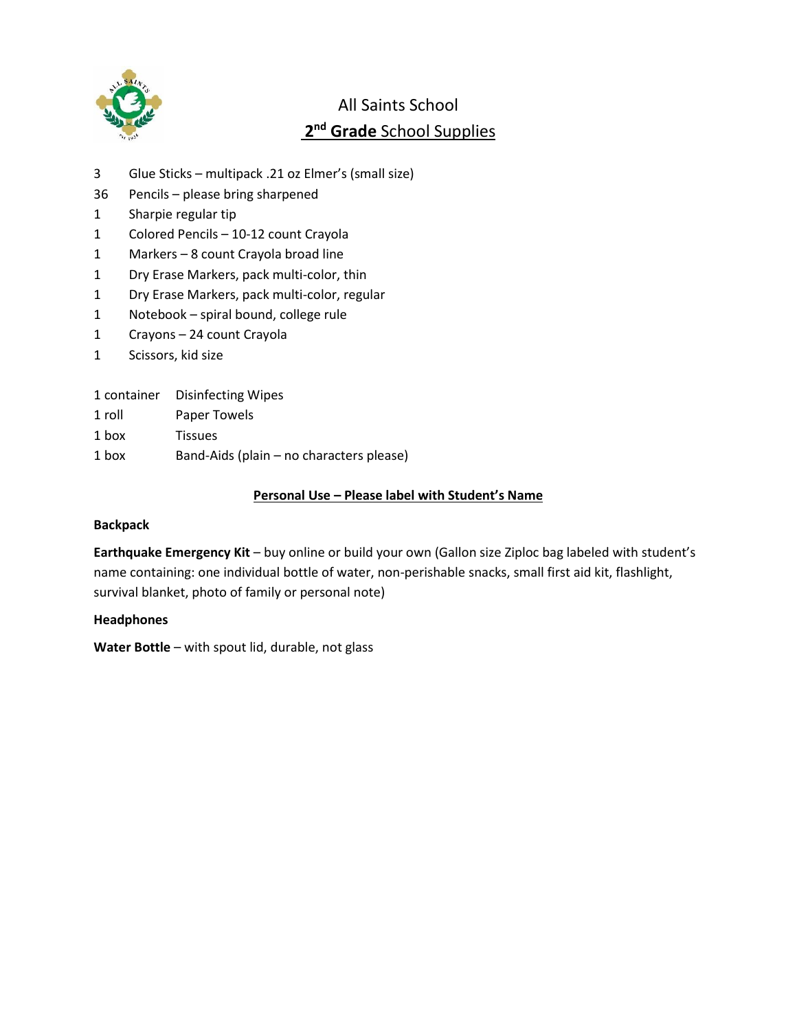# All Saints School

## **2nd Grade** School Supplies

| | |
|---|---|
| 3 | Glue Sticks – multipack .21 oz Elmer's (small size) |
| 36 | Pencils – please bring sharpened |
| 1 | Sharpie regular tip |
| 1 | Colored Pencils – 10-12 count Crayola |
| 1 | Markers – 8 count Crayola broad line |
| 1 | Dry Erase Markers, pack multi-color, thin |
| 1 | Dry Erase Markers, pack multi-color, regular |
| 1 | Notebook – spiral bound, college rule |
| 1 | Crayons – 24 count Crayola |
| 1 | Scissors, kid size |

| | |
|---|---|
| 1 container | Disinfecting Wipes |
| 1 roll | Paper Towels |
| 1 box | Tissues |
| 1 box | Band-Aids (plain – no characters please) |

**Personal Use – Please label with Student's Name**

**Backpack**

**Earthquake Emergency Kit** – buy online or build your own (Gallon size Ziploc bag labeled with student's name containing: one individual bottle of water, non-perishable snacks, small first aid kit, flashlight, survival blanket, photo of family or personal note)

**Headphones**

**Water Bottle** – with spout lid, durable, not glass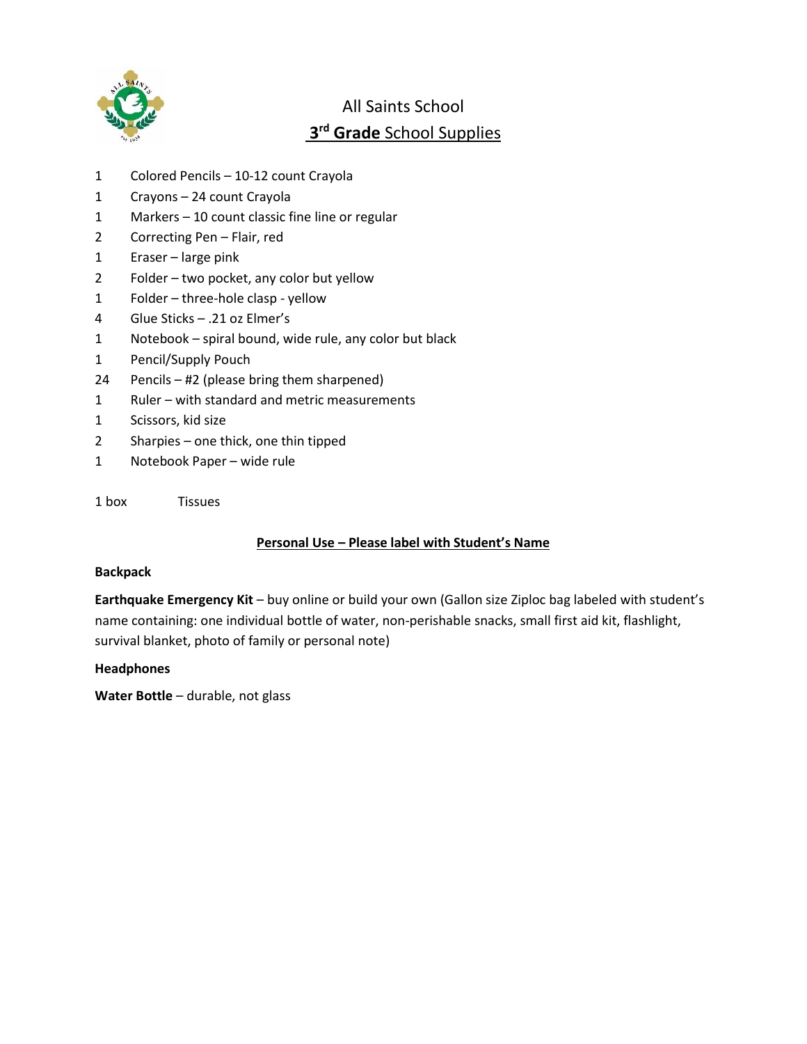# All Saints School
## **3rd Grade** School Supplies

| Qty | Item |
|---|---|
| 1 | Colored Pencils – 10-12 count Crayola |
| 1 | Crayons – 24 count Crayola |
| 1 | Markers – 10 count classic fine line or regular |
| 2 | Correcting Pen – Flair, red |
| 1 | Eraser – large pink |
| 2 | Folder – two pocket, any color but yellow |
| 1 | Folder – three-hole clasp - yellow |
| 4 | Glue Sticks – .21 oz Elmer's |
| 1 | Notebook – spiral bound, wide rule, any color but black |
| 1 | Pencil/Supply Pouch |
| 24 | Pencils – #2 (please bring them sharpened) |
| 1 | Ruler – with standard and metric measurements |
| 1 | Scissors, kid size |
| 2 | Sharpies – one thick, one thin tipped |
| 1 | Notebook Paper – wide rule |
| 1 box | Tissues |

**Personal Use – Please label with Student's Name**

**Backpack**

**Earthquake Emergency Kit** – buy online or build your own (Gallon size Ziploc bag labeled with student's name containing: one individual bottle of water, non-perishable snacks, small first aid kit, flashlight, survival blanket, photo of family or personal note)

**Headphones**

**Water Bottle** – durable, not glass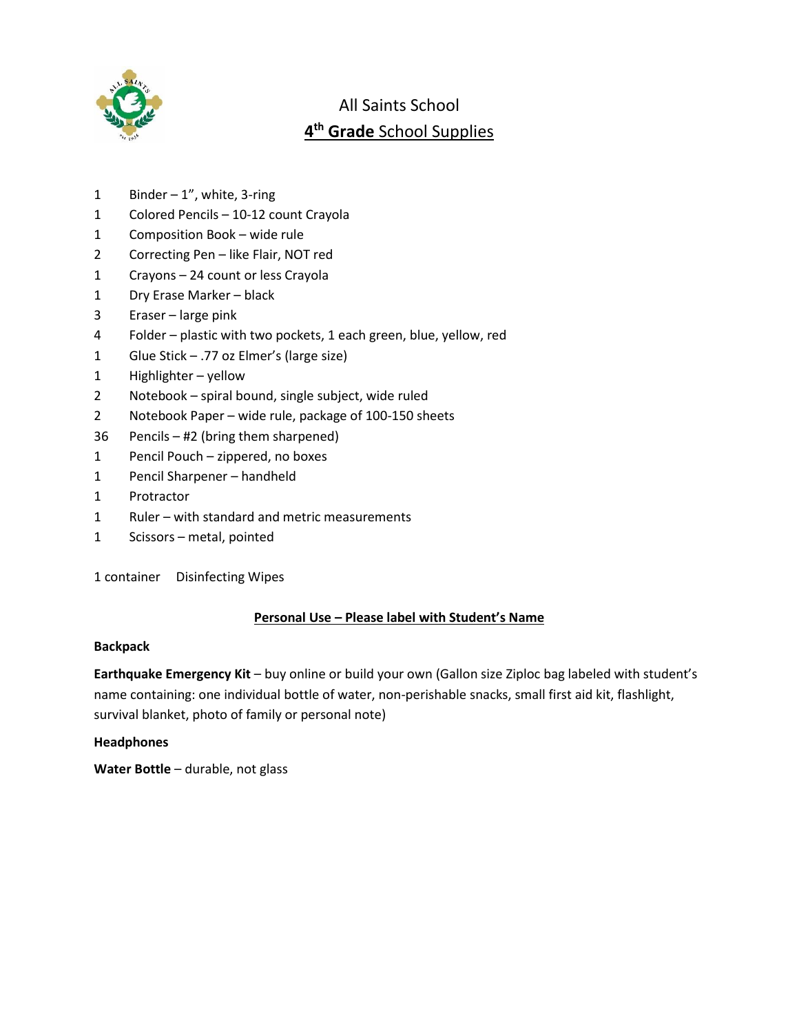# All Saints School

## **4th Grade** School Supplies

| Qty | Item |
|---|---|
| 1 | Binder – 1", white, 3-ring |
| 1 | Colored Pencils – 10-12 count Crayola |
| 1 | Composition Book – wide rule |
| 2 | Correcting Pen – like Flair, NOT red |
| 1 | Crayons – 24 count or less Crayola |
| 1 | Dry Erase Marker – black |
| 3 | Eraser – large pink |
| 4 | Folder – plastic with two pockets, 1 each green, blue, yellow, red |
| 1 | Glue Stick – .77 oz Elmer's (large size) |
| 1 | Highlighter – yellow |
| 2 | Notebook – spiral bound, single subject, wide ruled |
| 2 | Notebook Paper – wide rule, package of 100-150 sheets |
| 36 | Pencils – #2 (bring them sharpened) |
| 1 | Pencil Pouch – zippered, no boxes |
| 1 | Pencil Sharpener – handheld |
| 1 | Protractor |
| 1 | Ruler – with standard and metric measurements |
| 1 | Scissors – metal, pointed |

1 container Disinfecting Wipes

**Personal Use – Please label with Student's Name**

**Backpack**

**Earthquake Emergency Kit** – buy online or build your own (Gallon size Ziploc bag labeled with student's name containing: one individual bottle of water, non-perishable snacks, small first aid kit, flashlight, survival blanket, photo of family or personal note)

**Headphones**

**Water Bottle** – durable, not glass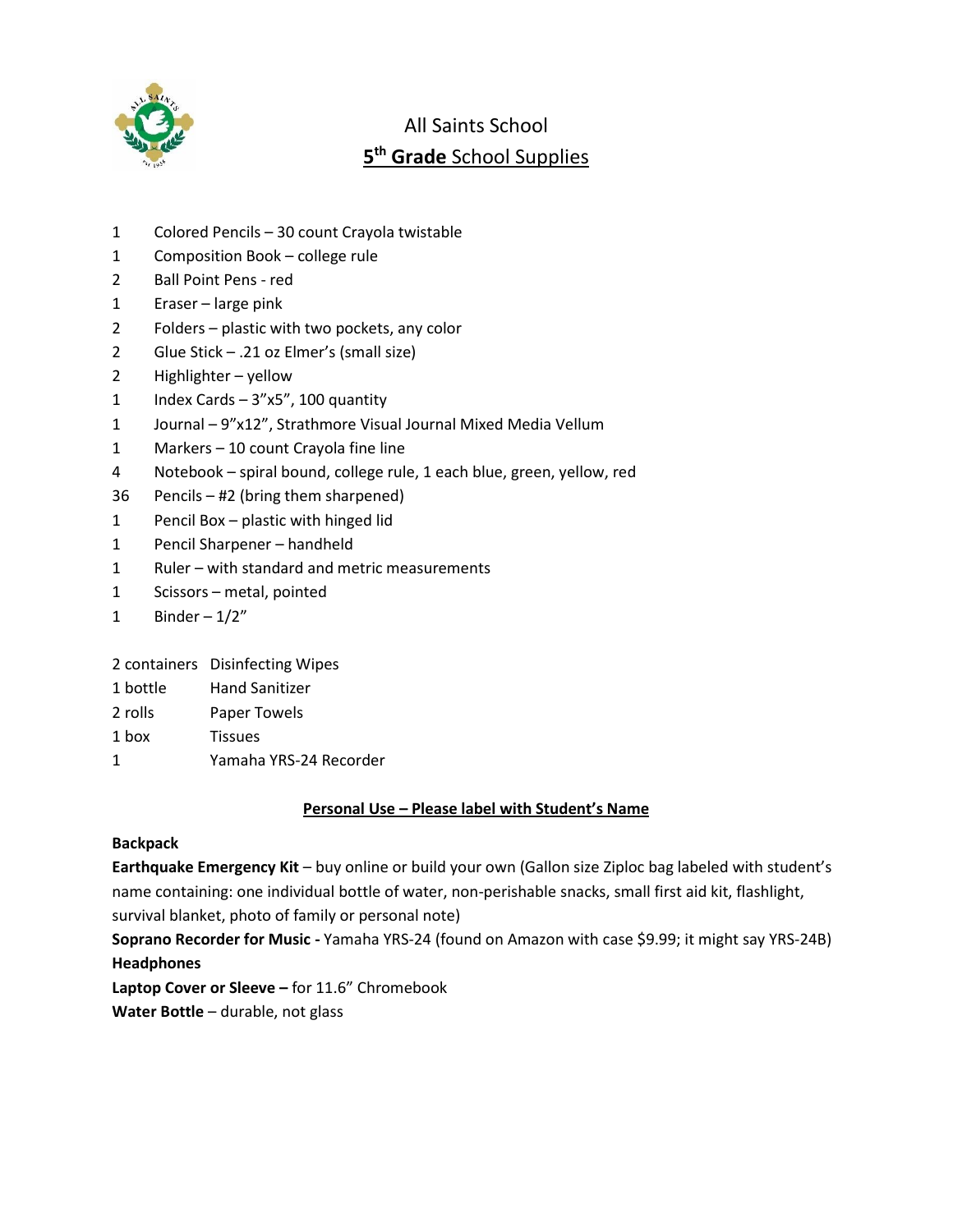# All Saints School

## 5th Grade School Supplies

| Qty | Item |
|---|---|
| 1 | Colored Pencils – 30 count Crayola twistable |
| 1 | Composition Book – college rule |
| 2 | Ball Point Pens - red |
| 1 | Eraser – large pink |
| 2 | Folders – plastic with two pockets, any color |
| 2 | Glue Stick – .21 oz Elmer's (small size) |
| 2 | Highlighter – yellow |
| 1 | Index Cards – 3"x5", 100 quantity |
| 1 | Journal – 9"x12", Strathmore Visual Journal Mixed Media Vellum |
| 1 | Markers – 10 count Crayola fine line |
| 4 | Notebook – spiral bound, college rule, 1 each blue, green, yellow, red |
| 36 | Pencils – #2 (bring them sharpened) |
| 1 | Pencil Box – plastic with hinged lid |
| 1 | Pencil Sharpener – handheld |
| 1 | Ruler – with standard and metric measurements |
| 1 | Scissors – metal, pointed |
| 1 | Binder – 1/2" |

| Qty | Item |
|---|---|
| 2 containers | Disinfecting Wipes |
| 1 bottle | Hand Sanitizer |
| 2 rolls | Paper Towels |
| 1 box | Tissues |
| 1 | Yamaha YRS-24 Recorder |

### Personal Use – Please label with Student's Name

**Backpack**

**Earthquake Emergency Kit** – buy online or build your own (Gallon size Ziploc bag labeled with student's name containing: one individual bottle of water, non-perishable snacks, small first aid kit, flashlight, survival blanket, photo of family or personal note)

**Soprano Recorder for Music -** Yamaha YRS-24 (found on Amazon with case $9.99; it might say YRS-24B)

**Headphones**

**Laptop Cover or Sleeve –** for 11.6" Chromebook

**Water Bottle** – durable, not glass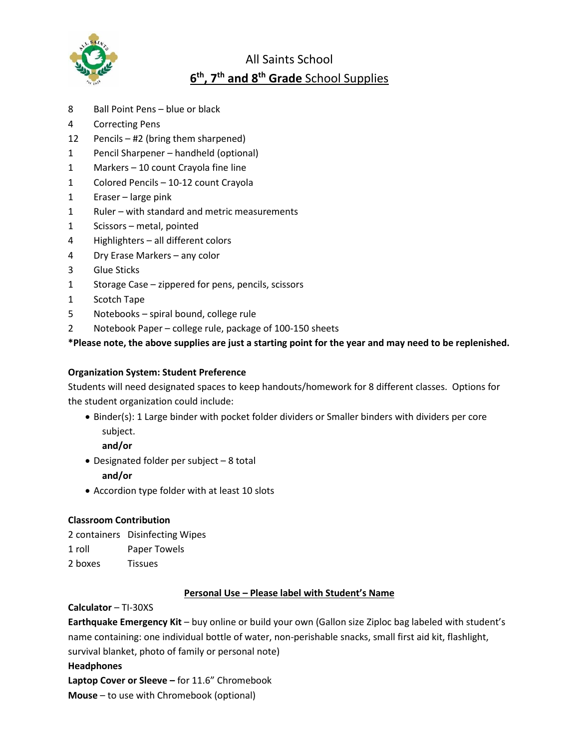# All Saints School

## 6th, 7th and 8th Grade School Supplies

| | |
|---|---|
| 8 | Ball Point Pens – blue or black |
| 4 | Correcting Pens |
| 12 | Pencils – #2 (bring them sharpened) |
| 1 | Pencil Sharpener – handheld (optional) |
| 1 | Markers – 10 count Crayola fine line |
| 1 | Colored Pencils – 10-12 count Crayola |
| 1 | Eraser – large pink |
| 1 | Ruler – with standard and metric measurements |
| 1 | Scissors – metal, pointed |
| 4 | Highlighters – all different colors |
| 4 | Dry Erase Markers – any color |
| 3 | Glue Sticks |
| 1 | Storage Case – zippered for pens, pencils, scissors |
| 1 | Scotch Tape |
| 5 | Notebooks – spiral bound, college rule |
| 2 | Notebook Paper – college rule, package of 100-150 sheets |

**\*Please note, the above supplies are just a starting point for the year and may need to be replenished.**

**Organization System: Student Preference**

Students will need designated spaces to keep handouts/homework for 8 different classes. Options for the student organization could include:

- Binder(s): 1 Large binder with pocket folder dividers or Smaller binders with dividers per core subject.
  **and/or**
- Designated folder per subject – 8 total
  **and/or**
- Accordion type folder with at least 10 slots

**Classroom Contribution**

| | |
|---|---|
| 2 containers | Disinfecting Wipes |
| 1 roll | Paper Towels |
| 2 boxes | Tissues |

**Personal Use – Please label with Student's Name**

**Calculator** – TI-30XS

**Earthquake Emergency Kit** – buy online or build your own (Gallon size Ziploc bag labeled with student's name containing: one individual bottle of water, non-perishable snacks, small first aid kit, flashlight, survival blanket, photo of family or personal note)

**Headphones**

**Laptop Cover or Sleeve –** for 11.6" Chromebook

**Mouse** – to use with Chromebook (optional)